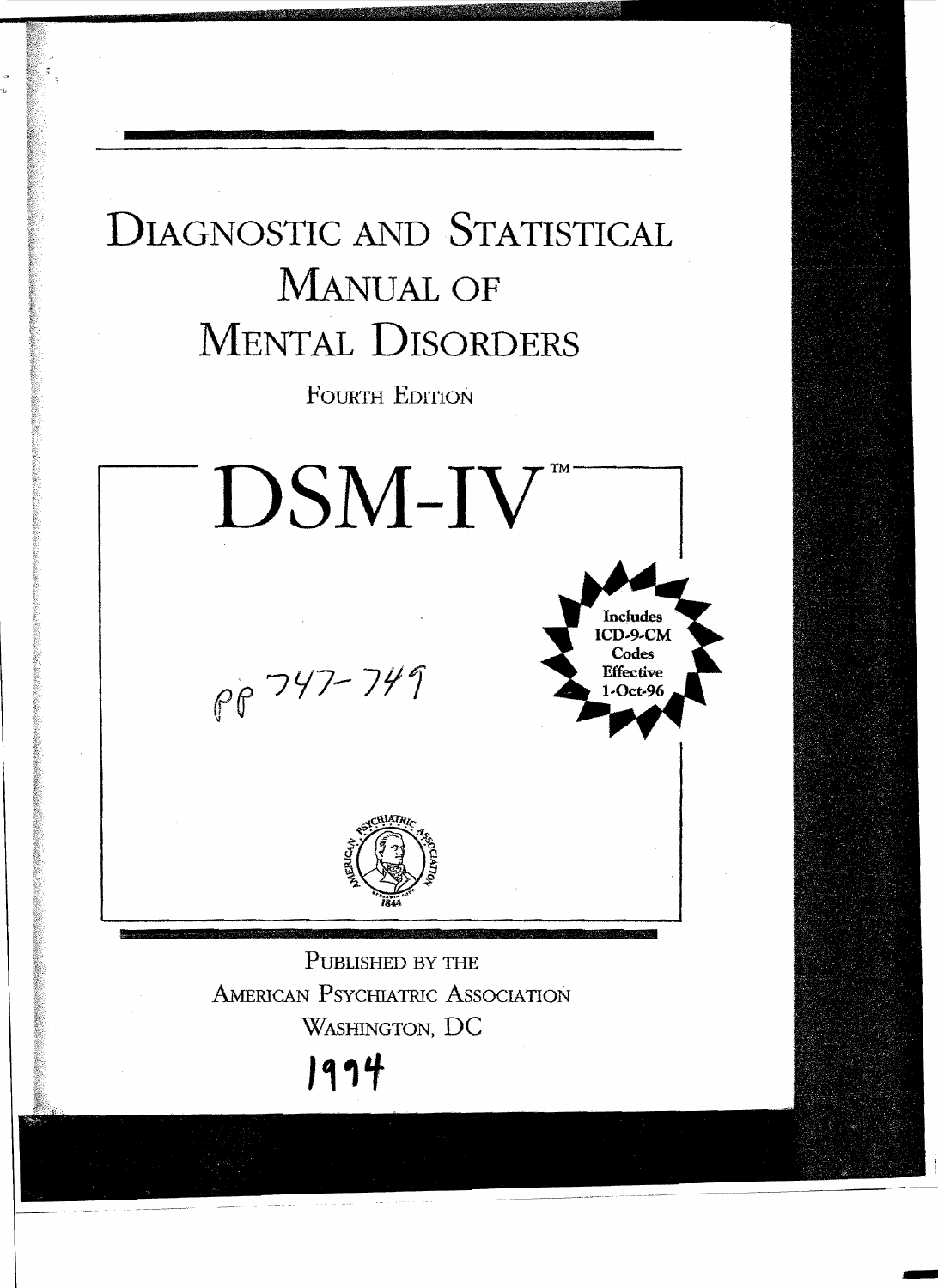# Diagnostic and Statistical Manual of Mental Disorders

Fourth Edition

## DSM-IV™

pp 747-749

Includes ICD-9-CM Codes Effective 1-Oct-96

Published by the
American Psychiatric Association
Washington, DC

1994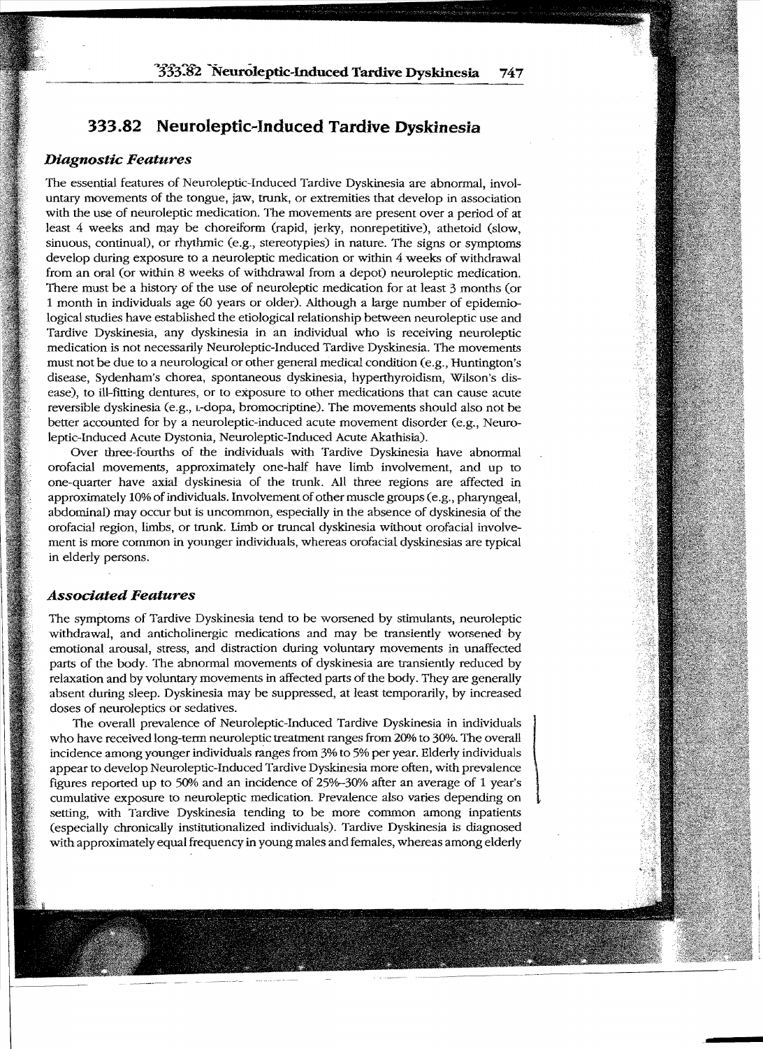# 333.82 Neuroleptic-Induced Tardive Dyskinesia

### *Diagnostic Features*

The essential features of Neuroleptic-Induced Tardive Dyskinesia are abnormal, involuntary movements of the tongue, jaw, trunk, or extremities that develop in association with the use of neuroleptic medication. The movements are present over a period of at least 4 weeks and may be choreiform (rapid, jerky, nonrepetitive), athetoid (slow, sinuous, continual), or rhythmic (e.g., stereotypies) in nature. The signs or symptoms develop during exposure to a neuroleptic medication or within 4 weeks of withdrawal from an oral (or within 8 weeks of withdrawal from a depot) neuroleptic medication. There must be a history of the use of neuroleptic medication for at least 3 months (or 1 month in individuals age 60 years or older). Although a large number of epidemiological studies have established the etiological relationship between neuroleptic use and Tardive Dyskinesia, any dyskinesia in an individual who is receiving neuroleptic medication is not necessarily Neuroleptic-Induced Tardive Dyskinesia. The movements must not be due to a neurological or other general medical condition (e.g., Huntington's disease, Sydenham's chorea, spontaneous dyskinesia, hyperthyroidism, Wilson's disease), to ill-fitting dentures, or to exposure to other medications that can cause acute reversible dyskinesia (e.g., L-dopa, bromocriptine). The movements should also not be better accounted for by a neuroleptic-induced acute movement disorder (e.g., Neuroleptic-Induced Acute Dystonia, Neuroleptic-Induced Acute Akathisia).

Over three-fourths of the individuals with Tardive Dyskinesia have abnormal orofacial movements, approximately one-half have limb involvement, and up to one-quarter have axial dyskinesia of the trunk. All three regions are affected in approximately 10% of individuals. Involvement of other muscle groups (e.g., pharyngeal, abdominal) may occur but is uncommon, especially in the absence of dyskinesia of the orofacial region, limbs, or trunk. Limb or truncal dyskinesia without orofacial involvement is more common in younger individuals, whereas orofacial dyskinesias are typical in elderly persons.

### *Associated Features*

The symptoms of Tardive Dyskinesia tend to be worsened by stimulants, neuroleptic withdrawal, and anticholinergic medications and may be transiently worsened by emotional arousal, stress, and distraction during voluntary movements in unaffected parts of the body. The abnormal movements of dyskinesia are transiently reduced by relaxation and by voluntary movements in affected parts of the body. They are generally absent during sleep. Dyskinesia may be suppressed, at least temporarily, by increased doses of neuroleptics or sedatives.

The overall prevalence of Neuroleptic-Induced Tardive Dyskinesia in individuals who have received long-term neuroleptic treatment ranges from 20% to 30%. The overall incidence among younger individuals ranges from 3% to 5% per year. Elderly individuals appear to develop Neuroleptic-Induced Tardive Dyskinesia more often, with prevalence figures reported up to 50% and an incidence of 25%–30% after an average of 1 year's cumulative exposure to neuroleptic medication. Prevalence also varies depending on setting, with Tardive Dyskinesia tending to be more common among inpatients (especially chronically institutionalized individuals). Tardive Dyskinesia is diagnosed with approximately equal frequency in young males and females, whereas among elderly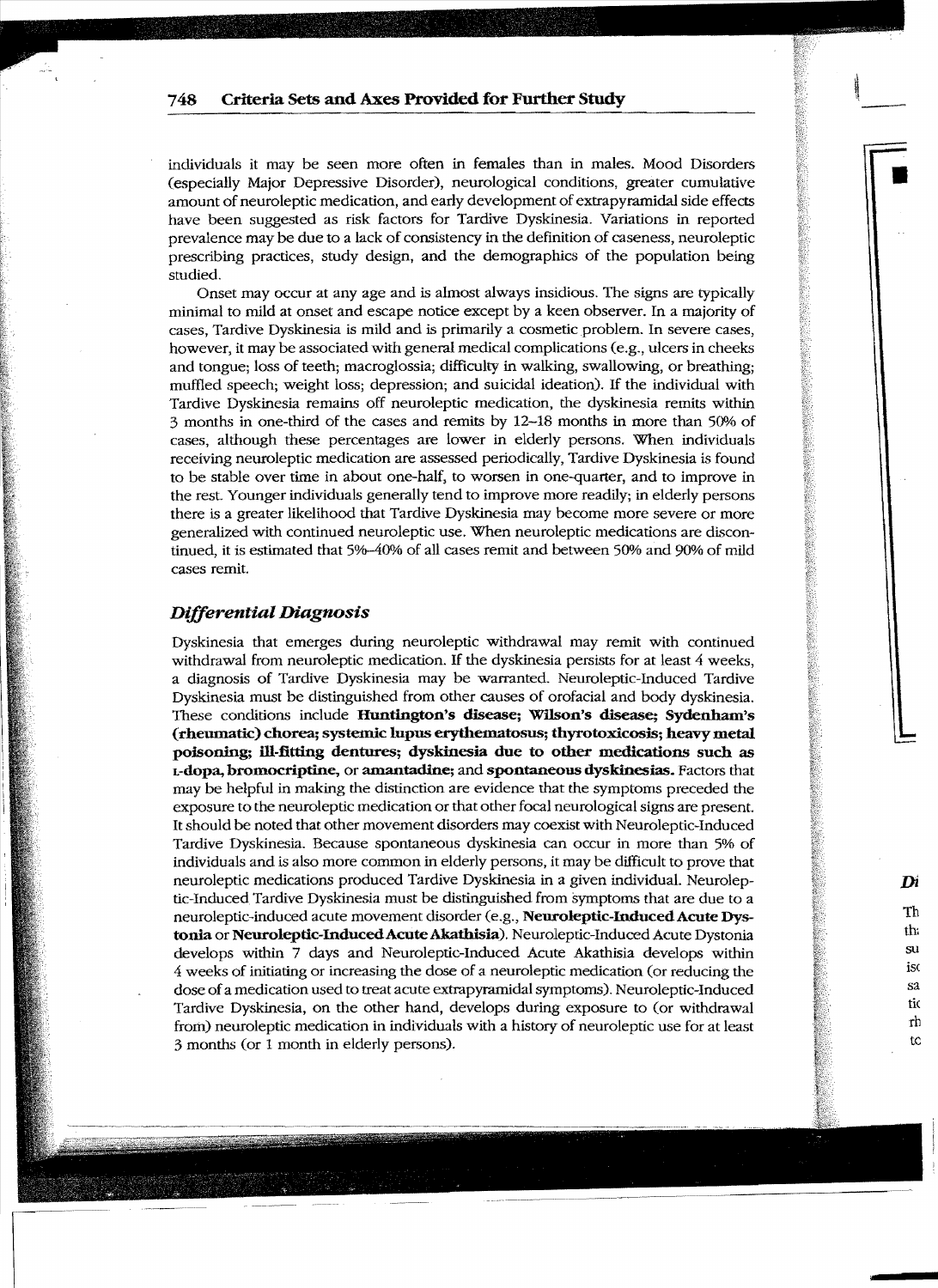individuals it may be seen more often in females than in males. Mood Disorders (especially Major Depressive Disorder), neurological conditions, greater cumulative amount of neuroleptic medication, and early development of extrapyramidal side effects have been suggested as risk factors for Tardive Dyskinesia. Variations in reported prevalence may be due to a lack of consistency in the definition of caseness, neuroleptic prescribing practices, study design, and the demographics of the population being studied.

Onset may occur at any age and is almost always insidious. The signs are typically minimal to mild at onset and escape notice except by a keen observer. In a majority of cases, Tardive Dyskinesia is mild and is primarily a cosmetic problem. In severe cases, however, it may be associated with general medical complications (e.g., ulcers in cheeks and tongue; loss of teeth; macroglossia; difficulty in walking, swallowing, or breathing; muffled speech; weight loss; depression; and suicidal ideation). If the individual with Tardive Dyskinesia remains off neuroleptic medication, the dyskinesia remits within 3 months in one-third of the cases and remits by 12–18 months in more than 50% of cases, although these percentages are lower in elderly persons. When individuals receiving neuroleptic medication are assessed periodically, Tardive Dyskinesia is found to be stable over time in about one-half, to worsen in one-quarter, and to improve in the rest. Younger individuals generally tend to improve more readily; in elderly persons there is a greater likelihood that Tardive Dyskinesia may become more severe or more generalized with continued neuroleptic use. When neuroleptic medications are discontinued, it is estimated that 5%–40% of all cases remit and between 50% and 90% of mild cases remit.

## *Differential Diagnosis*

Dyskinesia that emerges during neuroleptic withdrawal may remit with continued withdrawal from neuroleptic medication. If the dyskinesia persists for at least 4 weeks, a diagnosis of Tardive Dyskinesia may be warranted. Neuroleptic-Induced Tardive Dyskinesia must be distinguished from other causes of orofacial and body dyskinesia. These conditions include **Huntington's disease; Wilson's disease; Sydenham's (rheumatic) chorea; systemic lupus erythematosus; thyrotoxicosis; heavy metal poisoning; ill-fitting dentures; dyskinesia due to other medications such as L-dopa, bromocriptine,** or **amantadine;** and **spontaneous dyskinesias.** Factors that may be helpful in making the distinction are evidence that the symptoms preceded the exposure to the neuroleptic medication or that other focal neurological signs are present. It should be noted that other movement disorders may coexist with Neuroleptic-Induced Tardive Dyskinesia. Because spontaneous dyskinesia can occur in more than 5% of individuals and is also more common in elderly persons, it may be difficult to prove that neuroleptic medications produced Tardive Dyskinesia in a given individual. Neuroleptic-Induced Tardive Dyskinesia must be distinguished from symptoms that are due to a neuroleptic-induced acute movement disorder (e.g., **Neuroleptic-Induced Acute Dystonia** or **Neuroleptic-Induced Acute Akathisia**). Neuroleptic-Induced Acute Dystonia develops within 7 days and Neuroleptic-Induced Acute Akathisia develops within 4 weeks of initiating or increasing the dose of a neuroleptic medication (or reducing the dose of a medication used to treat acute extrapyramidal symptoms). Neuroleptic-Induced Tardive Dyskinesia, on the other hand, develops during exposure to (or withdrawal from) neuroleptic medication in individuals with a history of neuroleptic use for at least 3 months (or 1 month in elderly persons).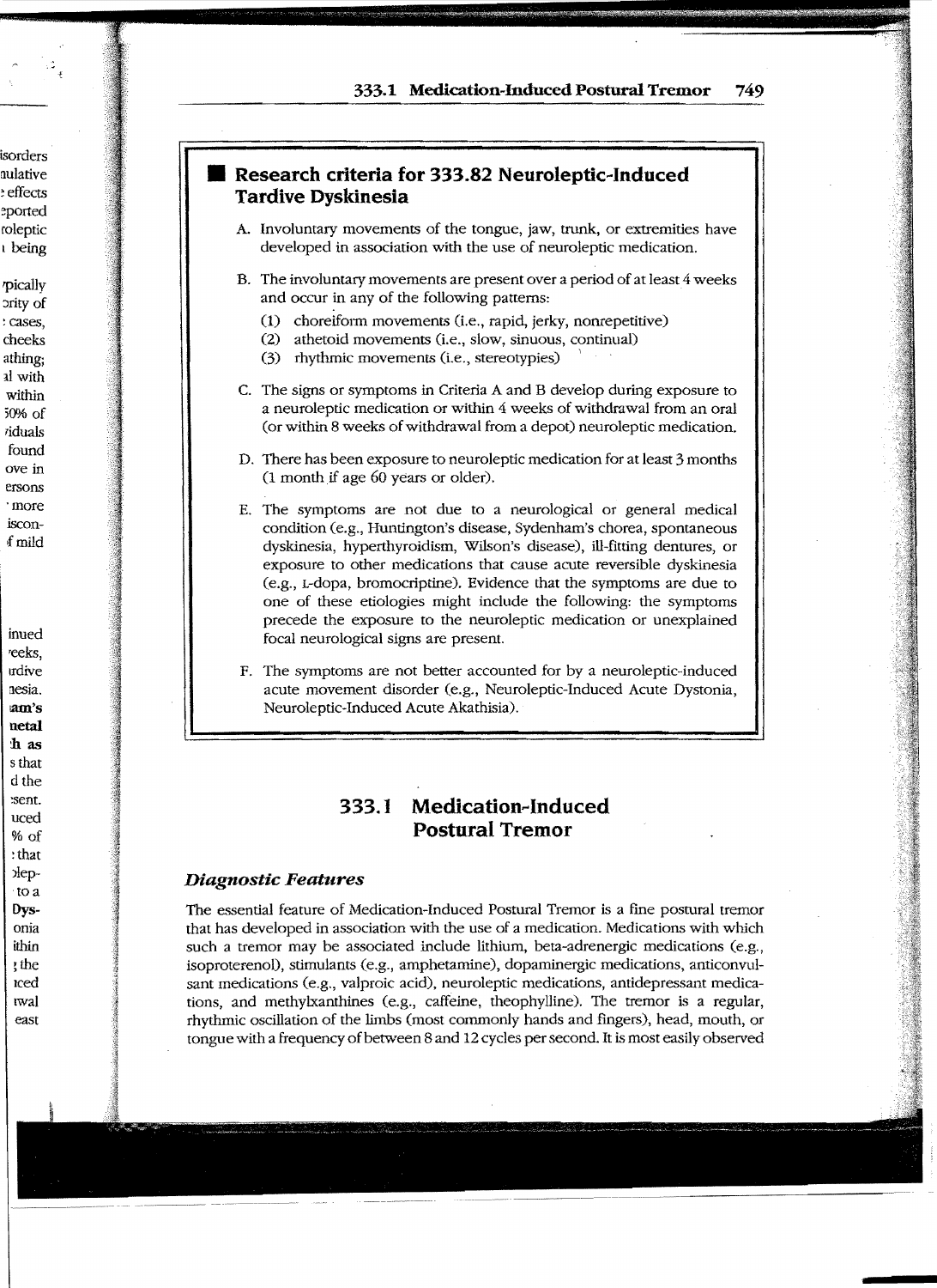## Research criteria for 333.82 Neuroleptic-Induced Tardive Dyskinesia

A. Involuntary movements of the tongue, jaw, trunk, or extremities have developed in association with the use of neuroleptic medication.

B. The involuntary movements are present over a period of at least 4 weeks and occur in any of the following patterns:

(1) choreiform movements (i.e., rapid, jerky, nonrepetitive)
(2) athetoid movements (i.e., slow, sinuous, continual)
(3) rhythmic movements (i.e., stereotypies)

C. The signs or symptoms in Criteria A and B develop during exposure to a neuroleptic medication or within 4 weeks of withdrawal from an oral (or within 8 weeks of withdrawal from a depot) neuroleptic medication.

D. There has been exposure to neuroleptic medication for at least 3 months (1 month if age 60 years or older).

E. The symptoms are not due to a neurological or general medical condition (e.g., Huntington's disease, Sydenham's chorea, spontaneous dyskinesia, hyperthyroidism, Wilson's disease), ill-fitting dentures, or exposure to other medications that cause acute reversible dyskinesia (e.g., L-dopa, bromocriptine). Evidence that the symptoms are due to one of these etiologies might include the following: the symptoms precede the exposure to the neuroleptic medication or unexplained focal neurological signs are present.

F. The symptoms are not better accounted for by a neuroleptic-induced acute movement disorder (e.g., Neuroleptic-Induced Acute Dystonia, Neuroleptic-Induced Acute Akathisia).

# 333.1 Medication-Induced Postural Tremor

### *Diagnostic Features*

The essential feature of Medication-Induced Postural Tremor is a fine postural tremor that has developed in association with the use of a medication. Medications with which such a tremor may be associated include lithium, beta-adrenergic medications (e.g., isoproterenol), stimulants (e.g., amphetamine), dopaminergic medications, anticonvulsant medications (e.g., valproic acid), neuroleptic medications, antidepressant medications, and methylxanthines (e.g., caffeine, theophylline). The tremor is a regular, rhythmic oscillation of the limbs (most commonly hands and fingers), head, mouth, or tongue with a frequency of between 8 and 12 cycles per second. It is most easily observed